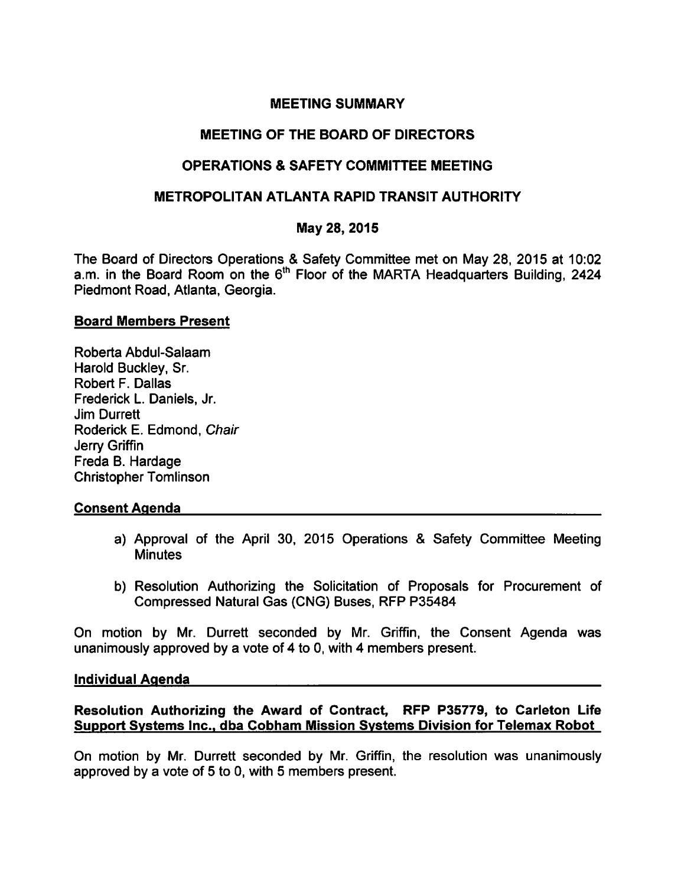# MEETING SUMMARY

## MEETING OF THE BOARD OF DIRECTORS

## OPERATIONS & SAFETY COMMITTEE MEETING

## METROPOLITAN ATLANTA RAPID TRANSIT AUTHORITY

### May 28, 2015

The Board of Directors Operations & Safety Committee met on May 28, 2015 at 10:02 a.m. in the Board Room on the 6th Floor of the MARTA Headquarters Building, 2424 Piedmont Road, Atlanta, Georgia.

### Board Members Present

Roberta Abdul-Salaam
Harold Buckley, Sr.
Robert F. Dallas
Frederick L. Daniels, Jr.
Jim Durrett
Roderick E. Edmond, *Chair*
Jerry Griffin
Freda B. Hardage
Christopher Tomlinson

### Consent Agenda

a) Approval of the April 30, 2015 Operations & Safety Committee Meeting Minutes

b) Resolution Authorizing the Solicitation of Proposals for Procurement of Compressed Natural Gas (CNG) Buses, RFP P35484

On motion by Mr. Durrett seconded by Mr. Griffin, the Consent Agenda was unanimously approved by a vote of 4 to 0, with 4 members present.

### Individual Agenda

**Resolution Authorizing the Award of Contract, RFP P35779, to Carleton Life Support Systems Inc., dba Cobham Mission Systems Division for Telemax Robot**

On motion by Mr. Durrett seconded by Mr. Griffin, the resolution was unanimously approved by a vote of 5 to 0, with 5 members present.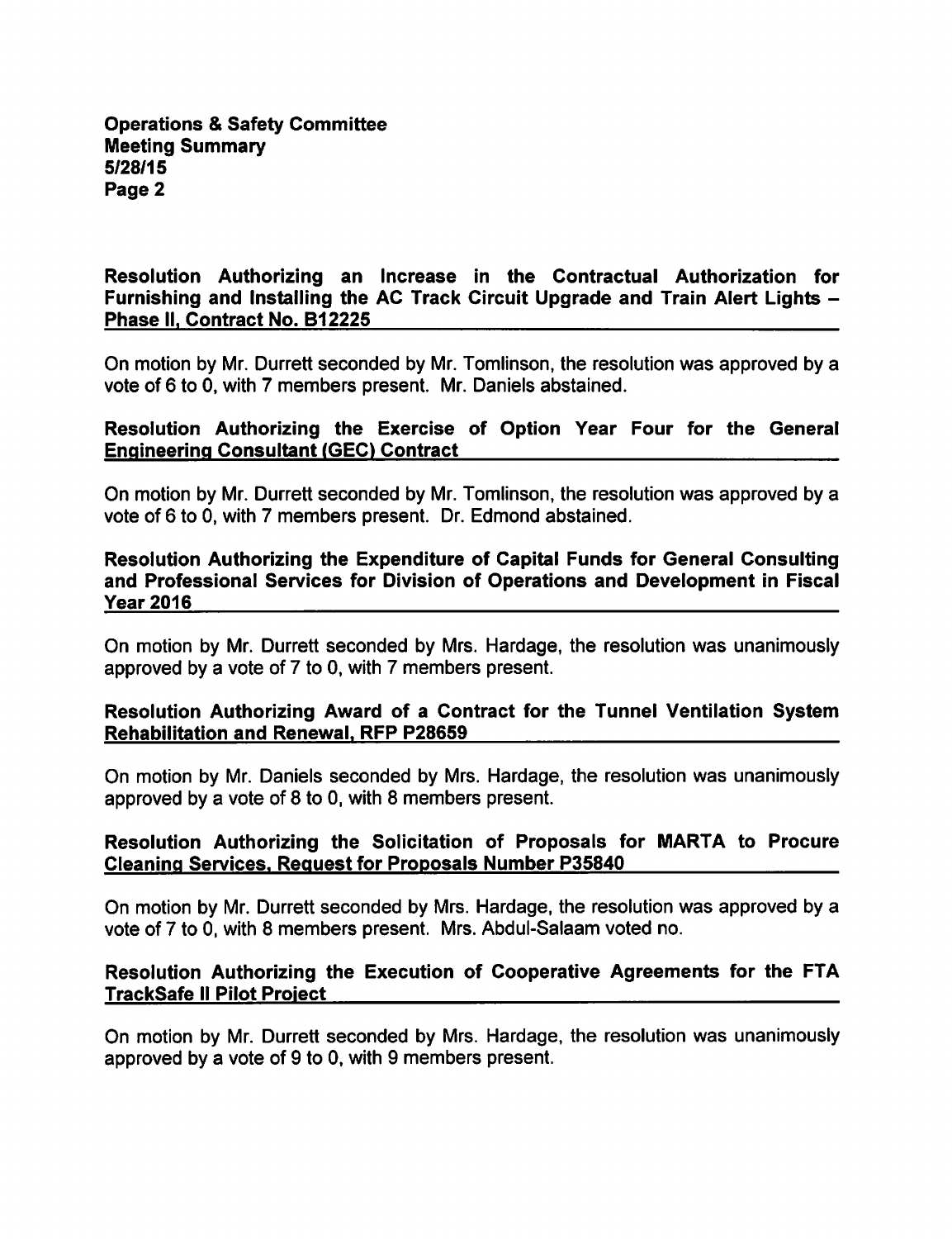**Resolution Authorizing an Increase in the Contractual Authorization for Furnishing and Installing the AC Track Circuit Upgrade and Train Alert Lights – Phase II, Contract No. B12225**

On motion by Mr. Durrett seconded by Mr. Tomlinson, the resolution was approved by a vote of 6 to 0, with 7 members present. Mr. Daniels abstained.

**Resolution Authorizing the Exercise of Option Year Four for the General Engineering Consultant (GEC) Contract**

On motion by Mr. Durrett seconded by Mr. Tomlinson, the resolution was approved by a vote of 6 to 0, with 7 members present. Dr. Edmond abstained.

**Resolution Authorizing the Expenditure of Capital Funds for General Consulting and Professional Services for Division of Operations and Development in Fiscal Year 2016**

On motion by Mr. Durrett seconded by Mrs. Hardage, the resolution was unanimously approved by a vote of 7 to 0, with 7 members present.

**Resolution Authorizing Award of a Contract for the Tunnel Ventilation System Rehabilitation and Renewal, RFP P28659**

On motion by Mr. Daniels seconded by Mrs. Hardage, the resolution was unanimously approved by a vote of 8 to 0, with 8 members present.

**Resolution Authorizing the Solicitation of Proposals for MARTA to Procure Cleaning Services, Request for Proposals Number P35840**

On motion by Mr. Durrett seconded by Mrs. Hardage, the resolution was approved by a vote of 7 to 0, with 8 members present. Mrs. Abdul-Salaam voted no.

**Resolution Authorizing the Execution of Cooperative Agreements for the FTA TrackSafe II Pilot Project**

On motion by Mr. Durrett seconded by Mrs. Hardage, the resolution was unanimously approved by a vote of 9 to 0, with 9 members present.